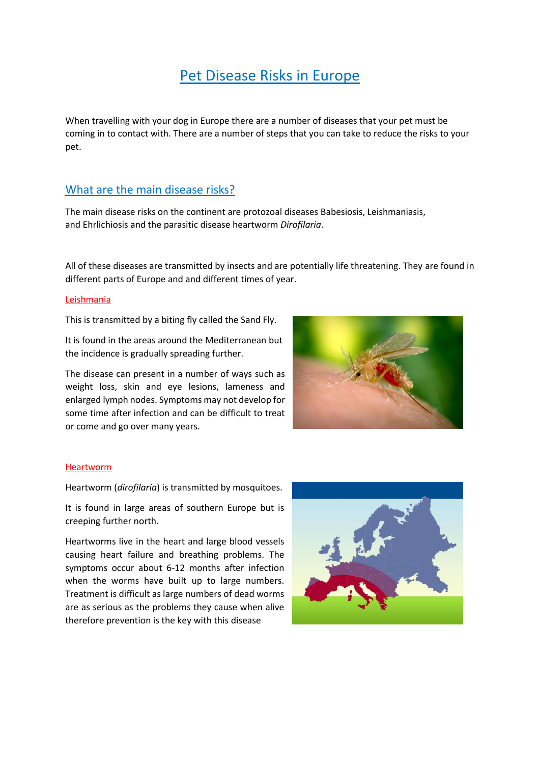# Pet Disease Risks in Europe

When travelling with your dog in Europe there are a number of diseases that your pet must be coming in to contact with. There are a number of steps that you can take to reduce the risks to your pet.

## What are the main disease risks?

The main disease risks on the continent are protozoal diseases Babesiosis, Leishmaniasis, and Ehrlichiosis and the parasitic disease heartworm *Dirofilaria*.

All of these diseases are transmitted by insects and are potentially life threatening. They are found in different parts of Europe and and different times of year.

### Leishmania

This is transmitted by a biting fly called the Sand Fly.

It is found in the areas around the Mediterranean but the incidence is gradually spreading further.

The disease can present in a number of ways such as weight loss, skin and eye lesions, lameness and enlarged lymph nodes. Symptoms may not develop for some time after infection and can be difficult to treat or come and go over many years.

### Heartworm

Heartworm (*dirofilaria*) is transmitted by mosquitoes.

It is found in large areas of southern Europe but is creeping further north.

Heartworms live in the heart and large blood vessels causing heart failure and breathing problems. The symptoms occur about 6-12 months after infection when the worms have built up to large numbers. Treatment is difficult as large numbers of dead worms are as serious as the problems they cause when alive therefore prevention is the key with this disease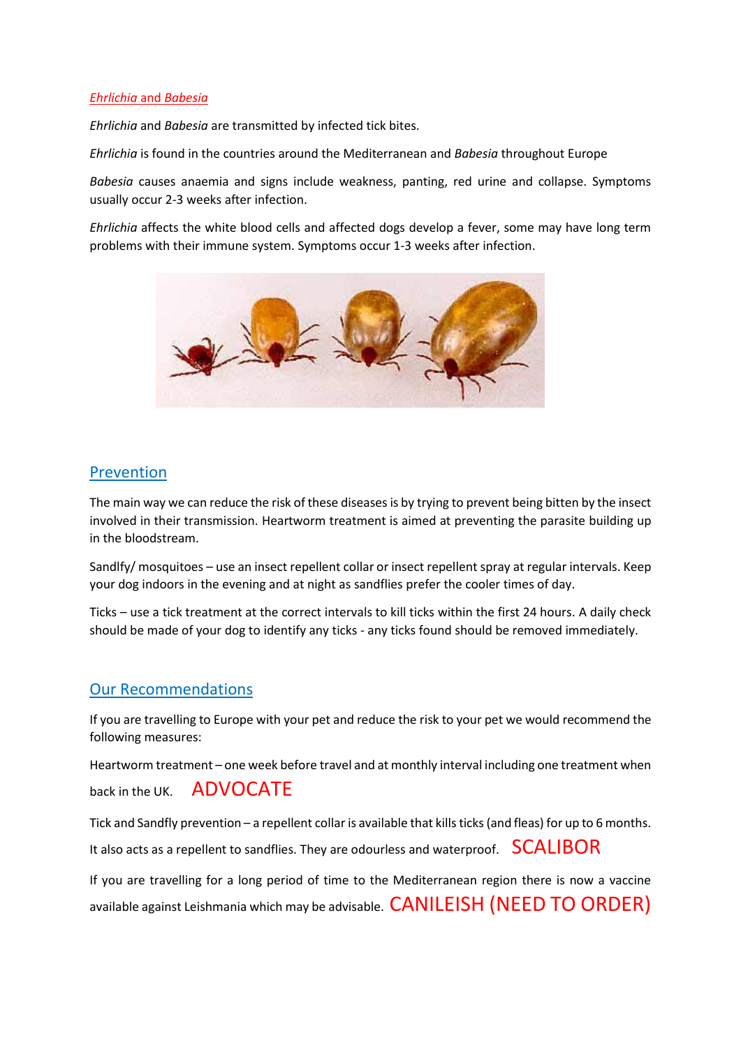## *Ehrlichia* and *Babesia*

*Ehrlichia* and *Babesia* are transmitted by infected tick bites.

*Ehrlichia* is found in the countries around the Mediterranean and *Babesia* throughout Europe

*Babesia* causes anaemia and signs include weakness, panting, red urine and collapse. Symptoms usually occur 2-3 weeks after infection.

*Ehrlichia* affects the white blood cells and affected dogs develop a fever, some may have long term problems with their immune system. Symptoms occur 1-3 weeks after infection.

## Prevention

The main way we can reduce the risk of these diseases is by trying to prevent being bitten by the insect involved in their transmission. Heartworm treatment is aimed at preventing the parasite building up in the bloodstream.

Sandlfy/ mosquitoes – use an insect repellent collar or insect repellent spray at regular intervals. Keep your dog indoors in the evening and at night as sandflies prefer the cooler times of day.

Ticks – use a tick treatment at the correct intervals to kill ticks within the first 24 hours. A daily check should be made of your dog to identify any ticks - any ticks found should be removed immediately.

## Our Recommendations

If you are travelling to Europe with your pet and reduce the risk to your pet we would recommend the following measures:

Heartworm treatment – one week before travel and at monthly interval including one treatment when back in the UK. ADVOCATE

Tick and Sandfly prevention – a repellent collar is available that kills ticks (and fleas) for up to 6 months. It also acts as a repellent to sandflies. They are odourless and waterproof. SCALIBOR

If you are travelling for a long period of time to the Mediterranean region there is now a vaccine available against Leishmania which may be advisable. CANILEISH (NEED TO ORDER)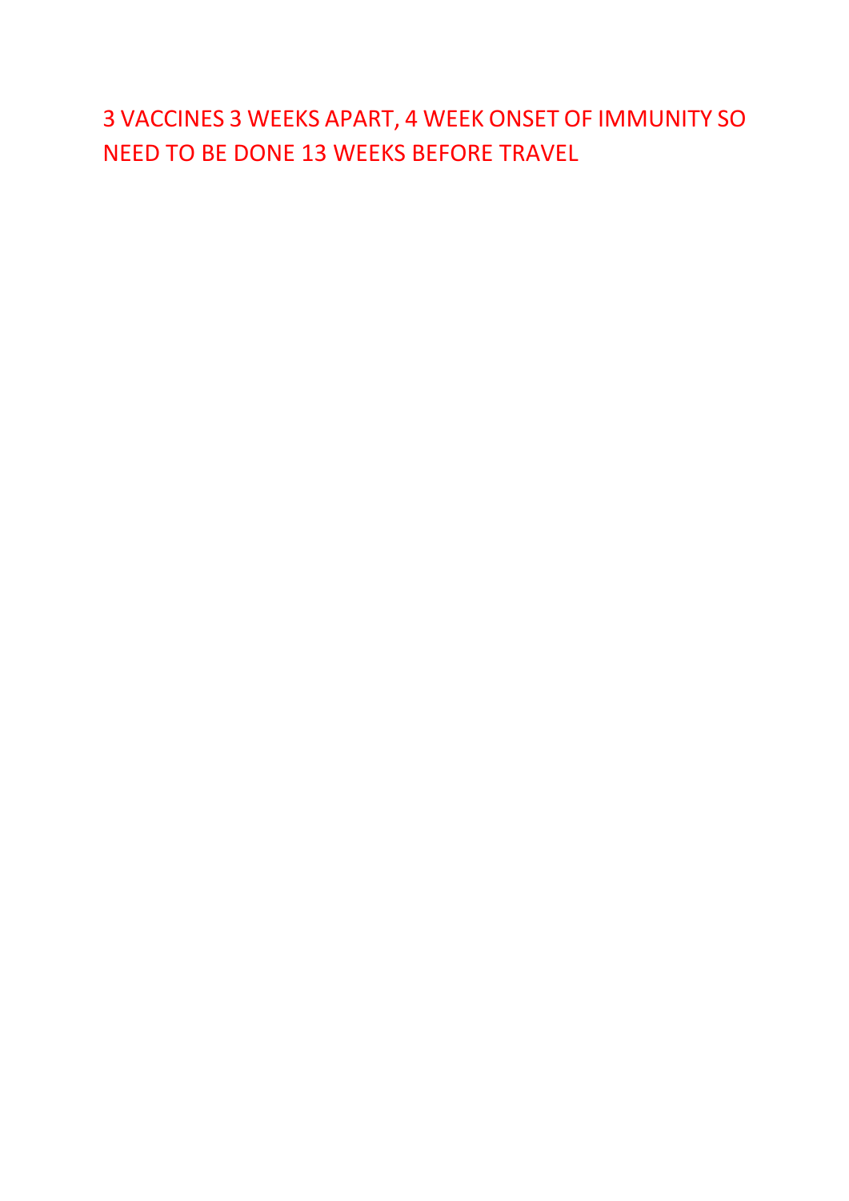3 VACCINES 3 WEEKS APART, 4 WEEK ONSET OF IMMUNITY SO NEED TO BE DONE 13 WEEKS BEFORE TRAVEL